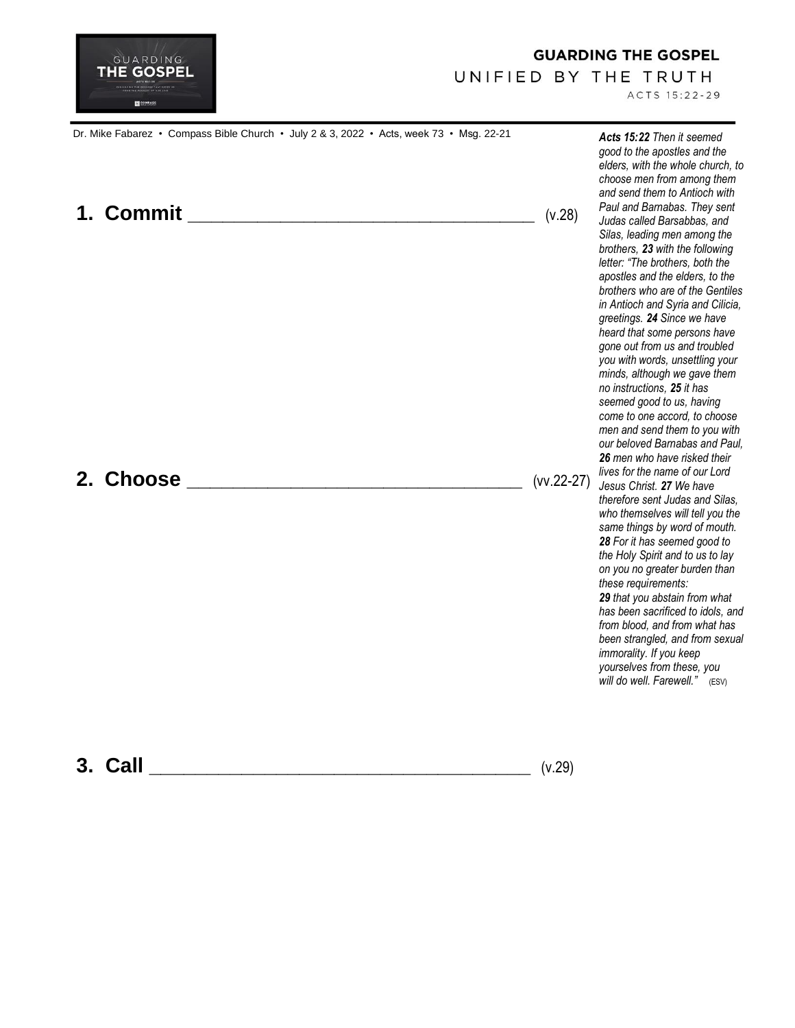# GUARDING THE GOSPEL

## UNIFIED BY THE TRUTH

ACTS 15:22-29

Dr. Mike Fabarez • Compass Bible Church • July 2 & 3, 2022 • Acts, week 73 • Msg. 22-21

**1. Commit** ________________________________________ (v.28)

**2. Choose** ________________________________________ (vv.22-27)

**3. Call** ________________________________________ (v.29)

***Acts 15:22*** *Then it seemed good to the apostles and the elders, with the whole church, to choose men from among them and send them to Antioch with Paul and Barnabas. They sent Judas called Barsabbas, and Silas, leading men among the brothers,* ***23*** *with the following letter: "The brothers, both the apostles and the elders, to the brothers who are of the Gentiles in Antioch and Syria and Cilicia, greetings.* ***24*** *Since we have heard that some persons have gone out from us and troubled you with words, unsettling your minds, although we gave them no instructions,* ***25*** *it has seemed good to us, having come to one accord, to choose men and send them to you with our beloved Barnabas and Paul,* ***26*** *men who have risked their lives for the name of our Lord Jesus Christ.* ***27*** *We have therefore sent Judas and Silas, who themselves will tell you the same things by word of mouth.* ***28*** *For it has seemed good to the Holy Spirit and to us to lay on you no greater burden than these requirements:* ***29*** *that you abstain from what has been sacrificed to idols, and from blood, and from what has been strangled, and from sexual immorality. If you keep yourselves from these, you will do well. Farewell."* (ESV)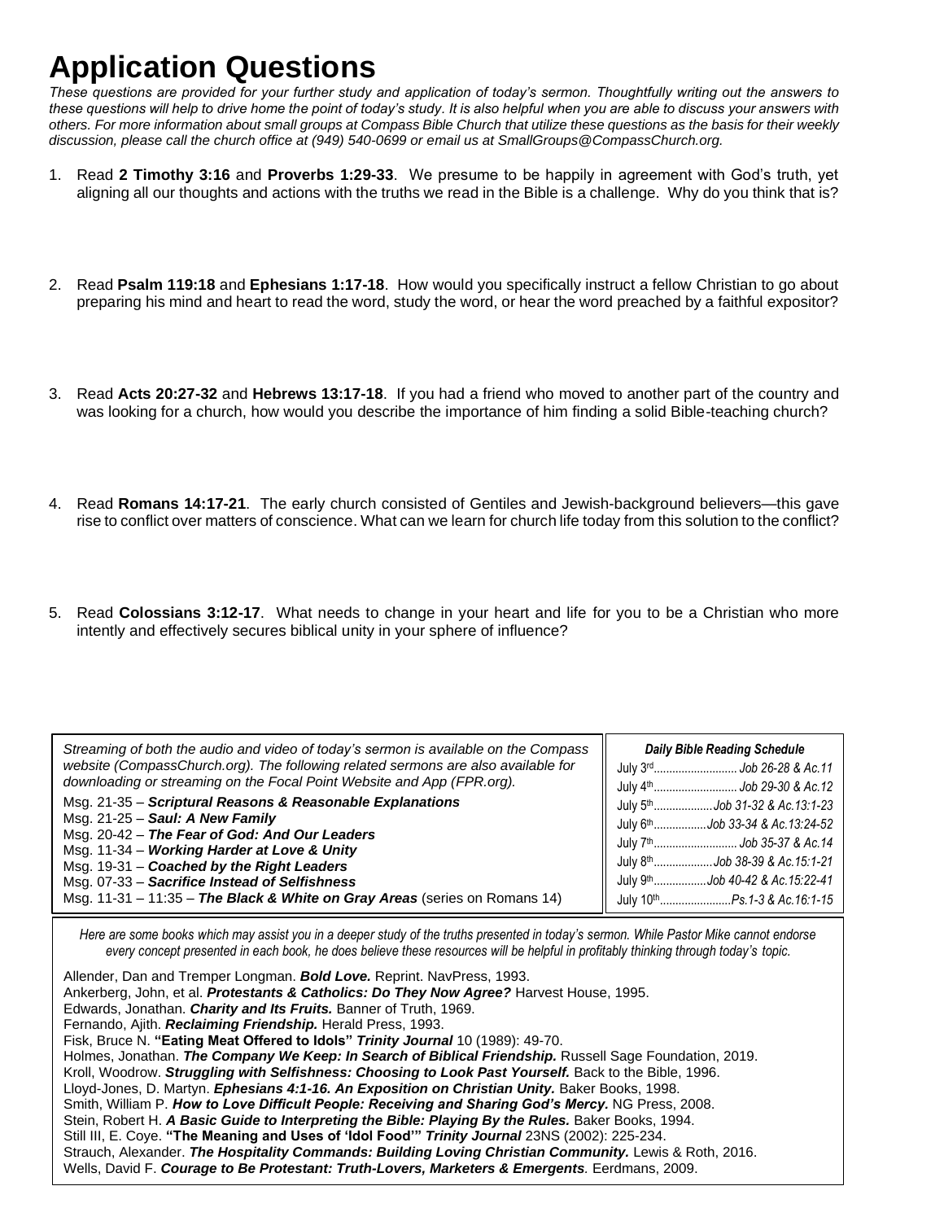# Application Questions

*These questions are provided for your further study and application of today's sermon. Thoughtfully writing out the answers to these questions will help to drive home the point of today's study. It is also helpful when you are able to discuss your answers with others. For more information about small groups at Compass Bible Church that utilize these questions as the basis for their weekly discussion, please call the church office at (949) 540-0699 or email us at SmallGroups@CompassChurch.org.*

1. Read **2 Timothy 3:16** and **Proverbs 1:29-33**. We presume to be happily in agreement with God's truth, yet aligning all our thoughts and actions with the truths we read in the Bible is a challenge. Why do you think that is?

2. Read **Psalm 119:18** and **Ephesians 1:17-18**. How would you specifically instruct a fellow Christian to go about preparing his mind and heart to read the word, study the word, or hear the word preached by a faithful expositor?

3. Read **Acts 20:27-32** and **Hebrews 13:17-18**. If you had a friend who moved to another part of the country and was looking for a church, how would you describe the importance of him finding a solid Bible-teaching church?

4. Read **Romans 14:17-21**. The early church consisted of Gentiles and Jewish-background believers—this gave rise to conflict over matters of conscience. What can we learn for church life today from this solution to the conflict?

5. Read **Colossians 3:12-17**. What needs to change in your heart and life for you to be a Christian who more intently and effectively secures biblical unity in your sphere of influence?

*Streaming of both the audio and video of today's sermon is available on the Compass website (CompassChurch.org). The following related sermons are also available for downloading or streaming on the Focal Point Website and App (FPR.org).*

Msg. 21-35 – ***Scriptural Reasons & Reasonable Explanations***
Msg. 21-25 – ***Saul: A New Family***
Msg. 20-42 – ***The Fear of God: And Our Leaders***
Msg. 11-34 – ***Working Harder at Love & Unity***
Msg. 19-31 – ***Coached by the Right Leaders***
Msg. 07-33 – ***Sacrifice Instead of Selfishness***
Msg. 11-31 – 11:35 – ***The Black & White on Gray Areas*** (series on Romans 14)

***Daily Bible Reading Schedule***

July 3rd.......................... *Job 26-28 & Ac.11*
July 4th.......................... *Job 29-30 & Ac.12*
July 5th.................. *Job 31-32 & Ac.13:1-23*
July 6th................ *Job 33-34 & Ac.13:24-52*
July 7th.......................... *Job 35-37 & Ac.14*
July 8th.................. *Job 38-39 & Ac.15:1-21*
July 9th................ *Job 40-42 & Ac.15:22-41*
July 10th..................... *Ps.1-3 & Ac.16:1-15*

*Here are some books which may assist you in a deeper study of the truths presented in today's sermon. While Pastor Mike cannot endorse every concept presented in each book, he does believe these resources will be helpful in profitably thinking through today's topic.*

Allender, Dan and Tremper Longman. ***Bold Love.*** Reprint. NavPress, 1993.
Ankerberg, John, et al. ***Protestants & Catholics: Do They Now Agree?*** Harvest House, 1995.
Edwards, Jonathan. ***Charity and Its Fruits.*** Banner of Truth, 1969.
Fernando, Ajith. ***Reclaiming Friendship.*** Herald Press, 1993.
Fisk, Bruce N. **"Eating Meat Offered to Idols"** ***Trinity Journal*** 10 (1989): 49-70.
Holmes, Jonathan. ***The Company We Keep: In Search of Biblical Friendship.*** Russell Sage Foundation, 2019.
Kroll, Woodrow. ***Struggling with Selfishness: Choosing to Look Past Yourself.*** Back to the Bible, 1996.
Lloyd-Jones, D. Martyn. ***Ephesians 4:1-16. An Exposition on Christian Unity.*** Baker Books, 1998.
Smith, William P. ***How to Love Difficult People: Receiving and Sharing God's Mercy.*** NG Press, 2008.
Stein, Robert H. ***A Basic Guide to Interpreting the Bible: Playing By the Rules.*** Baker Books, 1994.
Still III, E. Coye. **"The Meaning and Uses of 'Idol Food'"** ***Trinity Journal*** 23NS (2002): 225-234.
Strauch, Alexander. ***The Hospitality Commands: Building Loving Christian Community.*** Lewis & Roth, 2016.
Wells, David F. ***Courage to Be Protestant: Truth-Lovers, Marketers & Emergents.*** Eerdmans, 2009.